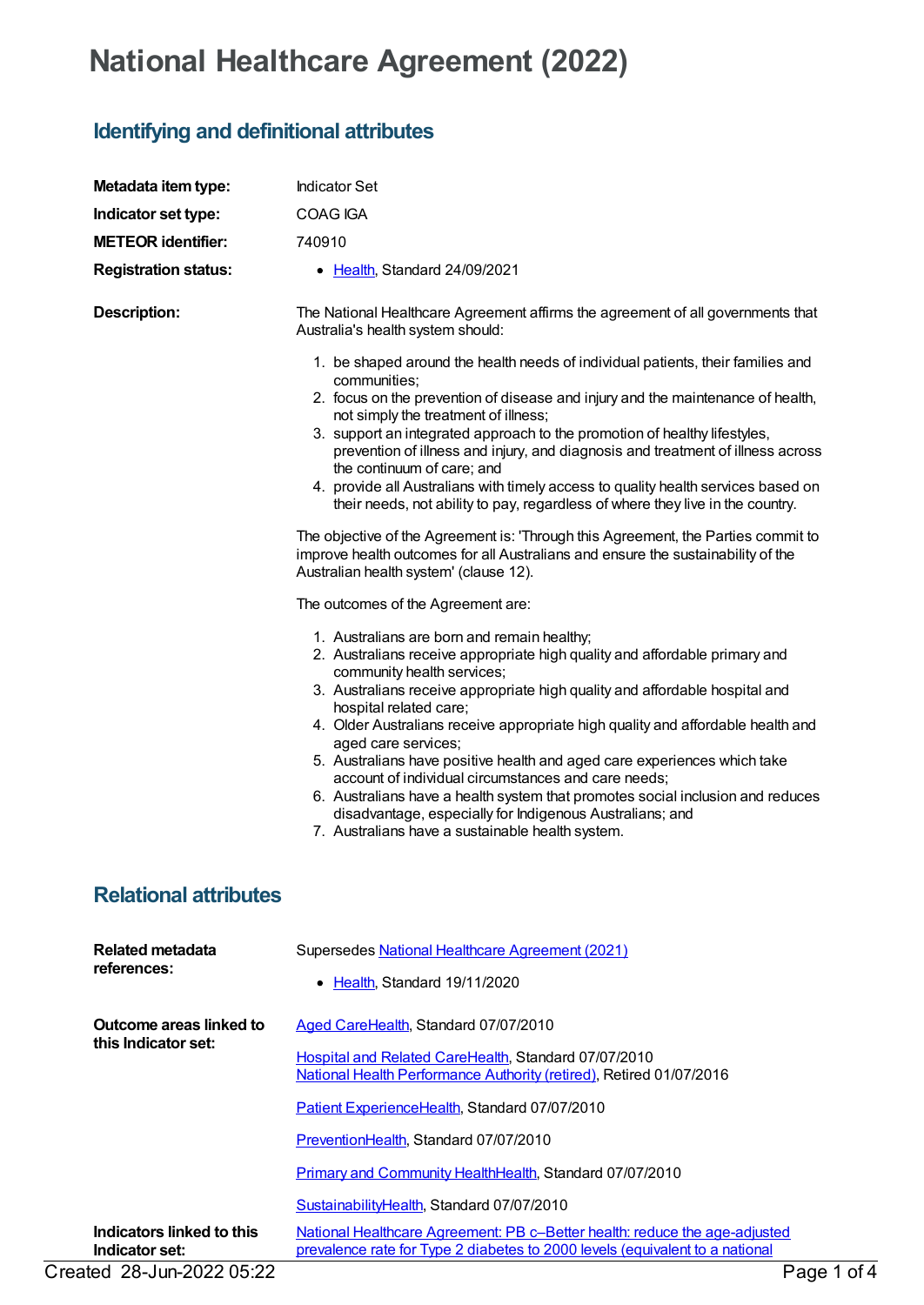# National Healthcare Agreement (2022)

## Identifying and definitional attributes

| | |
|---|---|
| **Metadata item type:** | Indicator Set |
| **Indicator set type:** | COAG IGA |
| **METEOR identifier:** | 740910 |
| **Registration status:** | Health, Standard 24/09/2021 |

**Description:**

The National Healthcare Agreement affirms the agreement of all governments that Australia's health system should:

1. be shaped around the health needs of individual patients, their families and communities;
2. focus on the prevention of disease and injury and the maintenance of health, not simply the treatment of illness;
3. support an integrated approach to the promotion of healthy lifestyles, prevention of illness and injury, and diagnosis and treatment of illness across the continuum of care; and
4. provide all Australians with timely access to quality health services based on their needs, not ability to pay, regardless of where they live in the country.

The objective of the Agreement is: 'Through this Agreement, the Parties commit to improve health outcomes for all Australians and ensure the sustainability of the Australian health system' (clause 12).

The outcomes of the Agreement are:

1. Australians are born and remain healthy;
2. Australians receive appropriate high quality and affordable primary and community health services;
3. Australians receive appropriate high quality and affordable hospital and hospital related care;
4. Older Australians receive appropriate high quality and affordable health and aged care services;
5. Australians have positive health and aged care experiences which take account of individual circumstances and care needs;
6. Australians have a health system that promotes social inclusion and reduces disadvantage, especially for Indigenous Australians; and
7. Australians have a sustainable health system.

## Relational attributes

**Related metadata references:**

Supersedes National Healthcare Agreement (2021)

- Health, Standard 19/11/2020

**Outcome areas linked to this Indicator set:**

Aged CareHealth, Standard 07/07/2010

Hospital and Related CareHealth, Standard 07/07/2010
National Health Performance Authority (retired), Retired 01/07/2016

Patient ExperienceHealth, Standard 07/07/2010

PreventionHealth, Standard 07/07/2010

Primary and Community HealthHealth, Standard 07/07/2010

SustainabilityHealth, Standard 07/07/2010

**Indicators linked to this Indicator set:**

National Healthcare Agreement: PB c–Better health: reduce the age-adjusted prevalence rate for Type 2 diabetes to 2000 levels (equivalent to a national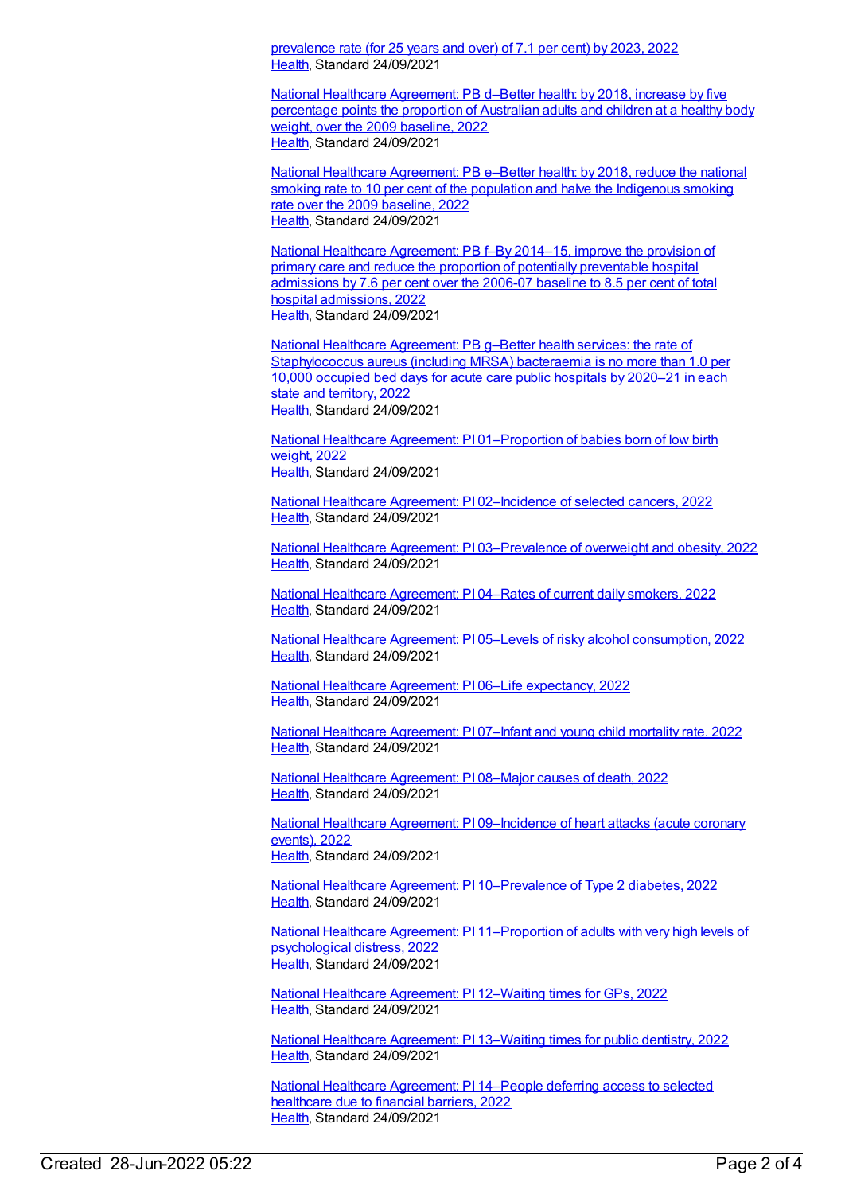prevalence rate (for 25 years and over) of 7.1 per cent) by 2023, 2022
Health, Standard 24/09/2021

National Healthcare Agreement: PB d–Better health: by 2018, increase by five percentage points the proportion of Australian adults and children at a healthy body weight, over the 2009 baseline, 2022
Health, Standard 24/09/2021

National Healthcare Agreement: PB e–Better health: by 2018, reduce the national smoking rate to 10 per cent of the population and halve the Indigenous smoking rate over the 2009 baseline, 2022
Health, Standard 24/09/2021

National Healthcare Agreement: PB f–By 2014–15, improve the provision of primary care and reduce the proportion of potentially preventable hospital admissions by 7.6 per cent over the 2006-07 baseline to 8.5 per cent of total hospital admissions, 2022
Health, Standard 24/09/2021

National Healthcare Agreement: PB g–Better health services: the rate of Staphylococcus aureus (including MRSA) bacteraemia is no more than 1.0 per 10,000 occupied bed days for acute care public hospitals by 2020–21 in each state and territory, 2022
Health, Standard 24/09/2021

National Healthcare Agreement: PI 01–Proportion of babies born of low birth weight, 2022
Health, Standard 24/09/2021

National Healthcare Agreement: PI 02–Incidence of selected cancers, 2022
Health, Standard 24/09/2021

National Healthcare Agreement: PI 03–Prevalence of overweight and obesity, 2022
Health, Standard 24/09/2021

National Healthcare Agreement: PI 04–Rates of current daily smokers, 2022
Health, Standard 24/09/2021

National Healthcare Agreement: PI 05–Levels of risky alcohol consumption, 2022
Health, Standard 24/09/2021

National Healthcare Agreement: PI 06–Life expectancy, 2022
Health, Standard 24/09/2021

National Healthcare Agreement: PI 07–Infant and young child mortality rate, 2022
Health, Standard 24/09/2021

National Healthcare Agreement: PI 08–Major causes of death, 2022
Health, Standard 24/09/2021

National Healthcare Agreement: PI 09–Incidence of heart attacks (acute coronary events), 2022
Health, Standard 24/09/2021

National Healthcare Agreement: PI 10–Prevalence of Type 2 diabetes, 2022
Health, Standard 24/09/2021

National Healthcare Agreement: PI 11–Proportion of adults with very high levels of psychological distress, 2022
Health, Standard 24/09/2021

National Healthcare Agreement: PI 12–Waiting times for GPs, 2022
Health, Standard 24/09/2021

National Healthcare Agreement: PI 13–Waiting times for public dentistry, 2022
Health, Standard 24/09/2021

National Healthcare Agreement: PI 14–People deferring access to selected healthcare due to financial barriers, 2022
Health, Standard 24/09/2021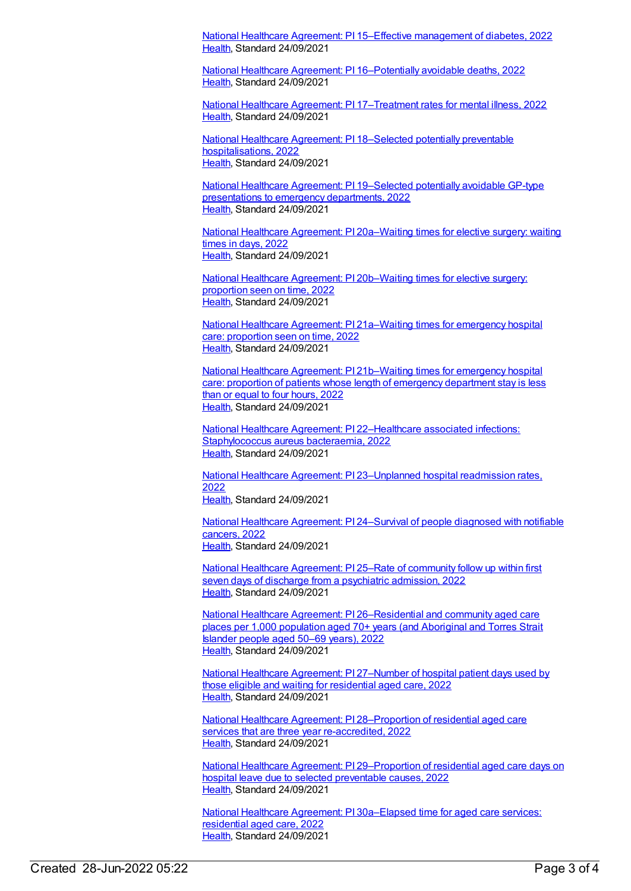[National Healthcare Agreement: PI 15–Effective management of diabetes, 2022](#)
[Health](#), Standard 24/09/2021

[National Healthcare Agreement: PI 16–Potentially avoidable deaths, 2022](#)
[Health](#), Standard 24/09/2021

[National Healthcare Agreement: PI 17–Treatment rates for mental illness, 2022](#)
[Health](#), Standard 24/09/2021

[National Healthcare Agreement: PI 18–Selected potentially preventable hospitalisations, 2022](#)
[Health](#), Standard 24/09/2021

[National Healthcare Agreement: PI 19–Selected potentially avoidable GP-type presentations to emergency departments, 2022](#)
[Health](#), Standard 24/09/2021

[National Healthcare Agreement: PI 20a–Waiting times for elective surgery: waiting times in days, 2022](#)
[Health](#), Standard 24/09/2021

[National Healthcare Agreement: PI 20b–Waiting times for elective surgery: proportion seen on time, 2022](#)
[Health](#), Standard 24/09/2021

[National Healthcare Agreement: PI 21a–Waiting times for emergency hospital care: proportion seen on time, 2022](#)
[Health](#), Standard 24/09/2021

[National Healthcare Agreement: PI 21b–Waiting times for emergency hospital care: proportion of patients whose length of emergency department stay is less than or equal to four hours, 2022](#)
[Health](#), Standard 24/09/2021

[National Healthcare Agreement: PI 22–Healthcare associated infections: Staphylococcus aureus bacteraemia, 2022](#)
[Health](#), Standard 24/09/2021

[National Healthcare Agreement: PI 23–Unplanned hospital readmission rates, 2022](#)
[Health](#), Standard 24/09/2021

[National Healthcare Agreement: PI 24–Survival of people diagnosed with notifiable cancers, 2022](#)
[Health](#), Standard 24/09/2021

[National Healthcare Agreement: PI 25–Rate of community follow up within first seven days of discharge from a psychiatric admission, 2022](#)
[Health](#), Standard 24/09/2021

[National Healthcare Agreement: PI 26–Residential and community aged care places per 1,000 population aged 70+ years (and Aboriginal and Torres Strait Islander people aged 50–69 years), 2022](#)
[Health](#), Standard 24/09/2021

[National Healthcare Agreement: PI 27–Number of hospital patient days used by those eligible and waiting for residential aged care, 2022](#)
[Health](#), Standard 24/09/2021

[National Healthcare Agreement: PI 28–Proportion of residential aged care services that are three year re-accredited, 2022](#)
[Health](#), Standard 24/09/2021

[National Healthcare Agreement: PI 29–Proportion of residential aged care days on hospital leave due to selected preventable causes, 2022](#)
[Health](#), Standard 24/09/2021

[National Healthcare Agreement: PI 30a–Elapsed time for aged care services: residential aged care, 2022](#)
[Health](#), Standard 24/09/2021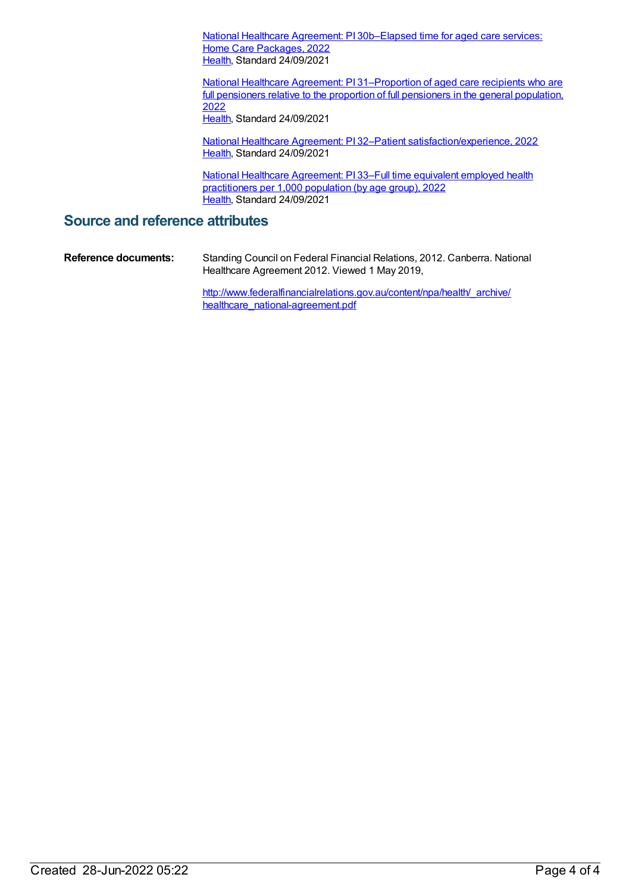[National Healthcare Agreement: PI 30b–Elapsed time for aged care services: Home Care Packages, 2022](#)
[Health](#), Standard 24/09/2021

[National Healthcare Agreement: PI 31–Proportion of aged care recipients who are full pensioners relative to the proportion of full pensioners in the general population, 2022](#)
[Health](#), Standard 24/09/2021

[National Healthcare Agreement: PI 32–Patient satisfaction/experience, 2022](#)
[Health](#), Standard 24/09/2021

[National Healthcare Agreement: PI 33–Full time equivalent employed health practitioners per 1,000 population (by age group), 2022](#)
[Health](#), Standard 24/09/2021

## Source and reference attributes

**Reference documents:** Standing Council on Federal Financial Relations, 2012. Canberra. National Healthcare Agreement 2012. Viewed 1 May 2019,

http://www.federalfinancialrelations.gov.au/content/npa/health/_archive/healthcare_national-agreement.pdf